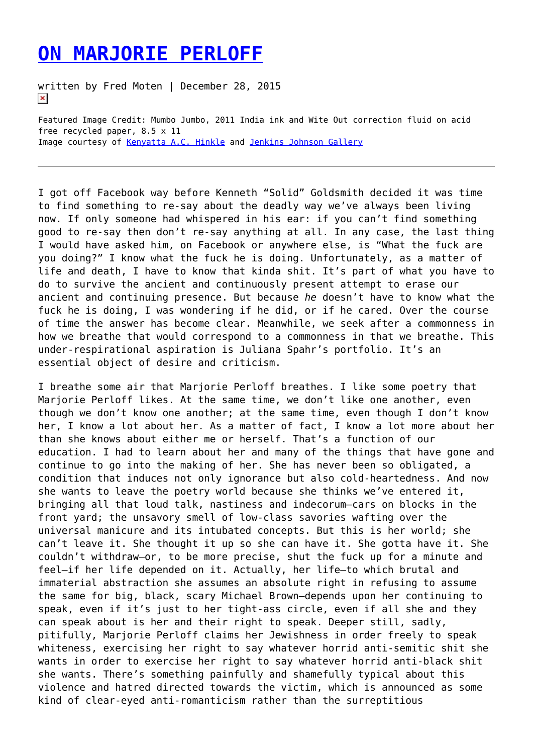# ON MARJORIE PERLOFF

written by Fred Moten | December 28, 2015

Featured Image Credit: Mumbo Jumbo, 2011 India ink and Wite Out correction fluid on acid free recycled paper, 8.5 x 11
Image courtesy of Kenyatta A.C. Hinkle and Jenkins Johnson Gallery

---

I got off Facebook way before Kenneth "Solid" Goldsmith decided it was time to find something to re-say about the deadly way we've always been living now. If only someone had whispered in his ear: if you can't find something good to re-say then don't re-say anything at all. In any case, the last thing I would have asked him, on Facebook or anywhere else, is "What the fuck are you doing?" I know what the fuck he is doing. Unfortunately, as a matter of life and death, I have to know that kinda shit. It's part of what you have to do to survive the ancient and continuously present attempt to erase our ancient and continuing presence. But because *he* doesn't have to know what the fuck he is doing, I was wondering if he did, or if he cared. Over the course of time the answer has become clear. Meanwhile, we seek after a commonness in how we breathe that would correspond to a commonness in that we breathe. This under-respirational aspiration is Juliana Spahr's portfolio. It's an essential object of desire and criticism.

I breathe some air that Marjorie Perloff breathes. I like some poetry that Marjorie Perloff likes. At the same time, we don't like one another, even though we don't know one another; at the same time, even though I don't know her, I know a lot about her. As a matter of fact, I know a lot more about her than she knows about either me or herself. That's a function of our education. I had to learn about her and many of the things that have gone and continue to go into the making of her. She has never been so obligated, a condition that induces not only ignorance but also cold-heartedness. And now she wants to leave the poetry world because she thinks we've entered it, bringing all that loud talk, nastiness and indecorum—cars on blocks in the front yard; the unsavory smell of low-class savories wafting over the universal manicure and its intubated concepts. But this is her world; she can't leave it. She thought it up so she can have it. She gotta have it. She couldn't withdraw—or, to be more precise, shut the fuck up for a minute and feel—if her life depended on it. Actually, her life—to which brutal and immaterial abstraction she assumes an absolute right in refusing to assume the same for big, black, scary Michael Brown—depends upon her continuing to speak, even if it's just to her tight-ass circle, even if all she and they can speak about is her and their right to speak. Deeper still, sadly, pitifully, Marjorie Perloff claims her Jewishness in order freely to speak whiteness, exercising her right to say whatever horrid anti-semitic shit she wants in order to exercise her right to say whatever horrid anti-black shit she wants. There's something painfully and shamefully typical about this violence and hatred directed towards the victim, which is announced as some kind of clear-eyed anti-romanticism rather than the surreptitious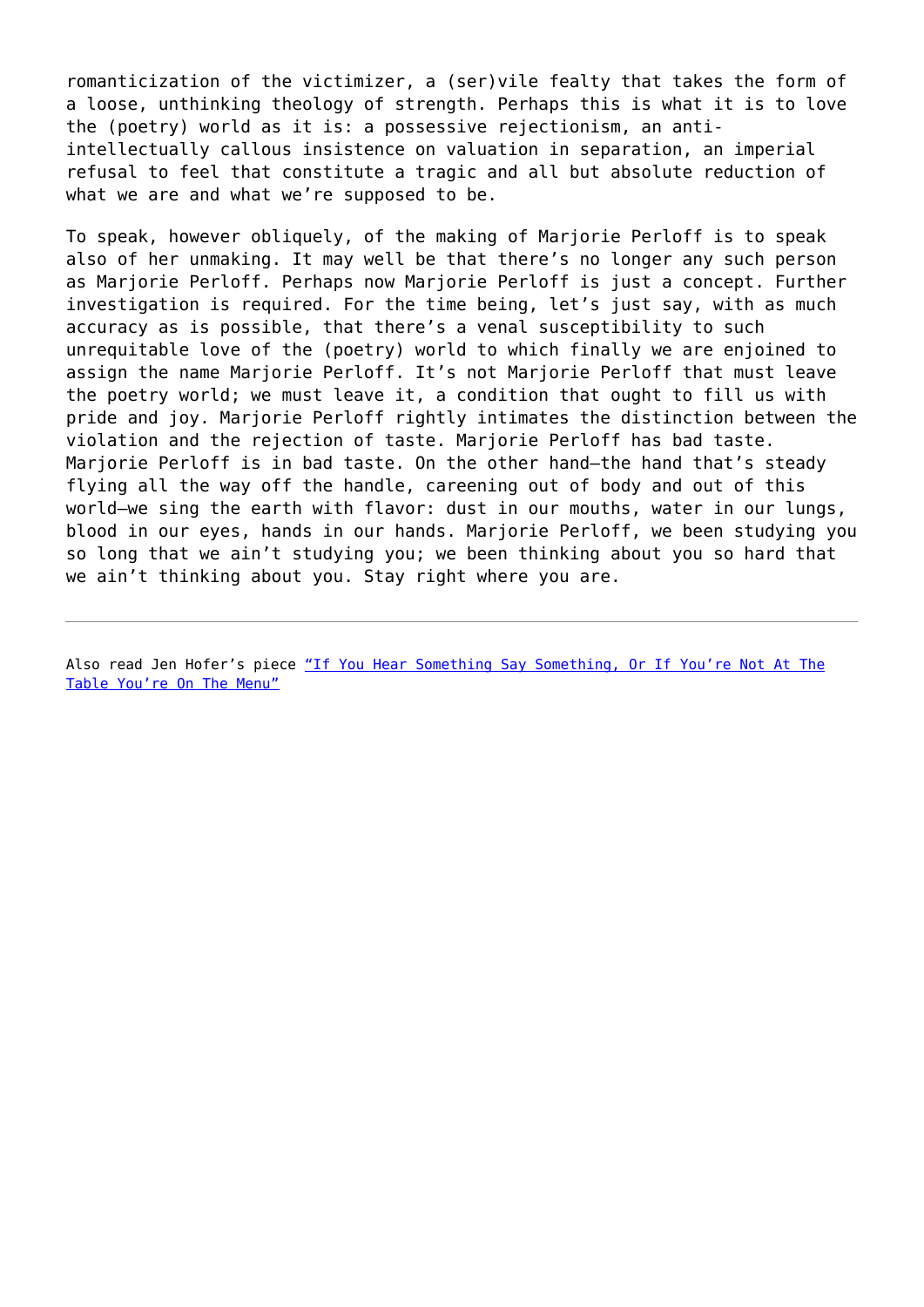romanticization of the victimizer, a (ser)vile fealty that takes the form of a loose, unthinking theology of strength. Perhaps this is what it is to love the (poetry) world as it is: a possessive rejectionism, an anti-intellectually callous insistence on valuation in separation, an imperial refusal to feel that constitute a tragic and all but absolute reduction of what we are and what we're supposed to be.

To speak, however obliquely, of the making of Marjorie Perloff is to speak also of her unmaking. It may well be that there's no longer any such person as Marjorie Perloff. Perhaps now Marjorie Perloff is just a concept. Further investigation is required. For the time being, let's just say, with as much accuracy as is possible, that there's a venal susceptibility to such unrequitable love of the (poetry) world to which finally we are enjoined to assign the name Marjorie Perloff. It's not Marjorie Perloff that must leave the poetry world; we must leave it, a condition that ought to fill us with pride and joy. Marjorie Perloff rightly intimates the distinction between the violation and the rejection of taste. Marjorie Perloff has bad taste. Marjorie Perloff is in bad taste. On the other hand—the hand that's steady flying all the way off the handle, careening out of body and out of this world—we sing the earth with flavor: dust in our mouths, water in our lungs, blood in our eyes, hands in our hands. Marjorie Perloff, we been studying you so long that we ain't studying you; we been thinking about you so hard that we ain't thinking about you. Stay right where you are.

---

Also read Jen Hofer's piece "If You Hear Something Say Something, Or If You're Not At The Table You're On The Menu"